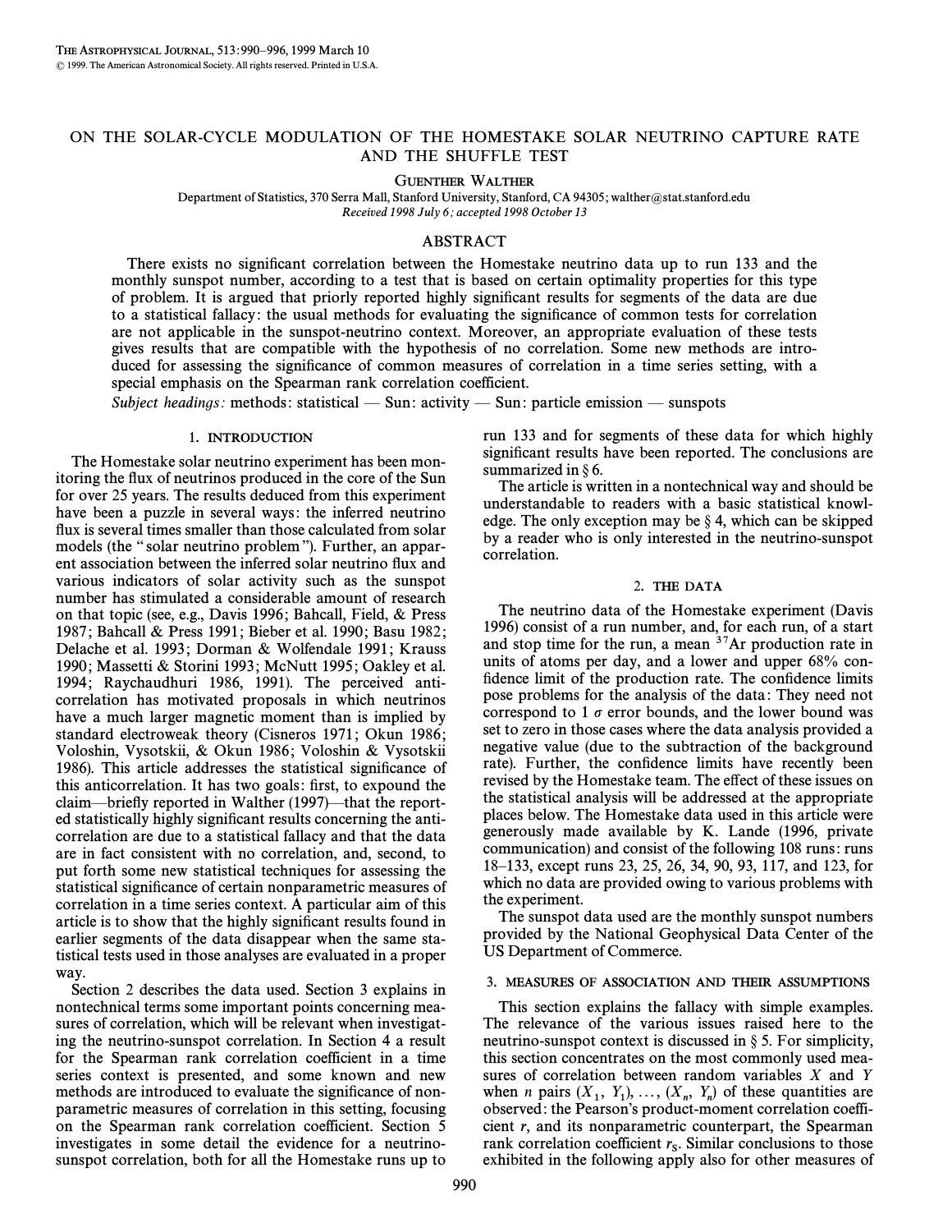# ON THE SOLAR-CYCLE MODULATION OF THE HOMESTAKE SOLAR NEUTRINO CAPTURE RATE AND THE SHUFFLE TEST

GUENTHER WALTHER

Department of Statistics, 370 Serra Mall, Stanford University, Stanford, CA 94305; walther@stat.stanford.edu

*Received 1998 July 6; accepted 1998 October 13*

## ABSTRACT

There exists no significant correlation between the Homestake neutrino data up to run 133 and the monthly sunspot number, according to a test that is based on certain optimality properties for this type of problem. It is argued that priorly reported highly significant results for segments of the data are due to a statistical fallacy: the usual methods for evaluating the significance of common tests for correlation are not applicable in the sunspot-neutrino context. Moreover, an appropriate evaluation of these tests gives results that are compatible with the hypothesis of no correlation. Some new methods are introduced for assessing the significance of common measures of correlation in a time series setting, with a special emphasis on the Spearman rank correlation coefficient.

*Subject headings:* methods: statistical — Sun: activity — Sun: particle emission — sunspots

## 1. INTRODUCTION

The Homestake solar neutrino experiment has been monitoring the flux of neutrinos produced in the core of the Sun for over 25 years. The results deduced from this experiment have been a puzzle in several ways: the inferred neutrino flux is several times smaller than those calculated from solar models (the "solar neutrino problem"). Further, an apparent association between the inferred solar neutrino flux and various indicators of solar activity such as the sunspot number has stimulated a considerable amount of research on that topic (see, e.g., Davis 1996; Bahcall, Field, & Press 1987; Bahcall & Press 1991; Bieber et al. 1990; Basu 1982; Delache et al. 1993; Dorman & Wolfendale 1991; Krauss 1990; Massetti & Storini 1993; McNutt 1995; Oakley et al. 1994; Raychaudhuri 1986, 1991). The perceived anticorrelation has motivated proposals in which neutrinos have a much larger magnetic moment than is implied by standard electroweak theory (Cisneros 1971; Okun 1986; Voloshin, Vysotskii, & Okun 1986; Voloshin & Vysotskii 1986). This article addresses the statistical significance of this anticorrelation. It has two goals: first, to expound the claim—briefly reported in Walther (1997)—that the reported statistically highly significant results concerning the anticorrelation are due to a statistical fallacy and that the data are in fact consistent with no correlation, and, second, to put forth some new statistical techniques for assessing the statistical significance of certain nonparametric measures of correlation in a time series context. A particular aim of this article is to show that the highly significant results found in earlier segments of the data disappear when the same statistical tests used in those analyses are evaluated in a proper way.

Section 2 describes the data used. Section 3 explains in nontechnical terms some important points concerning measures of correlation, which will be relevant when investigating the neutrino-sunspot correlation. In Section 4 a result for the Spearman rank correlation coefficient in a time series context is presented, and some known and new methods are introduced to evaluate the significance of nonparametric measures of correlation in this setting, focusing on the Spearman rank correlation coefficient. Section 5 investigates in some detail the evidence for a neutrino-sunspot correlation, both for all the Homestake runs up to run 133 and for segments of these data for which highly significant results have been reported. The conclusions are summarized in § 6.

The article is written in a nontechnical way and should be understandable to readers with a basic statistical knowledge. The only exception may be § 4, which can be skipped by a reader who is only interested in the neutrino-sunspot correlation.

## 2. THE DATA

The neutrino data of the Homestake experiment (Davis 1996) consist of a run number, and, for each run, of a start and stop time for the run, a mean $^{37}Ar$ production rate in units of atoms per day, and a lower and upper 68% confidence limit of the production rate. The confidence limits pose problems for the analysis of the data: They need not correspond to 1 $\sigma$ error bounds, and the lower bound was set to zero in those cases where the data analysis provided a negative value (due to the subtraction of the background rate). Further, the confidence limits have recently been revised by the Homestake team. The effect of these issues on the statistical analysis will be addressed at the appropriate places below. The Homestake data used in this article were generously made available by K. Lande (1996, private communication) and consist of the following 108 runs: runs 18–133, except runs 23, 25, 26, 34, 90, 93, 117, and 123, for which no data are provided owing to various problems with the experiment.

The sunspot data used are the monthly sunspot numbers provided by the National Geophysical Data Center of the US Department of Commerce.

## 3. MEASURES OF ASSOCIATION AND THEIR ASSUMPTIONS

This section explains the fallacy with simple examples. The relevance of the various issues raised here to the neutrino-sunspot context is discussed in § 5. For simplicity, this section concentrates on the most commonly used measures of correlation between random variables $X$ and $Y$ when $n$ pairs $(X_1, Y_1), \ldots, (X_n, Y_n)$ of these quantities are observed: the Pearson's product-moment correlation coefficient $r$, and its nonparametric counterpart, the Spearman rank correlation coefficient $r_S$. Similar conclusions to those exhibited in the following apply also for other measures of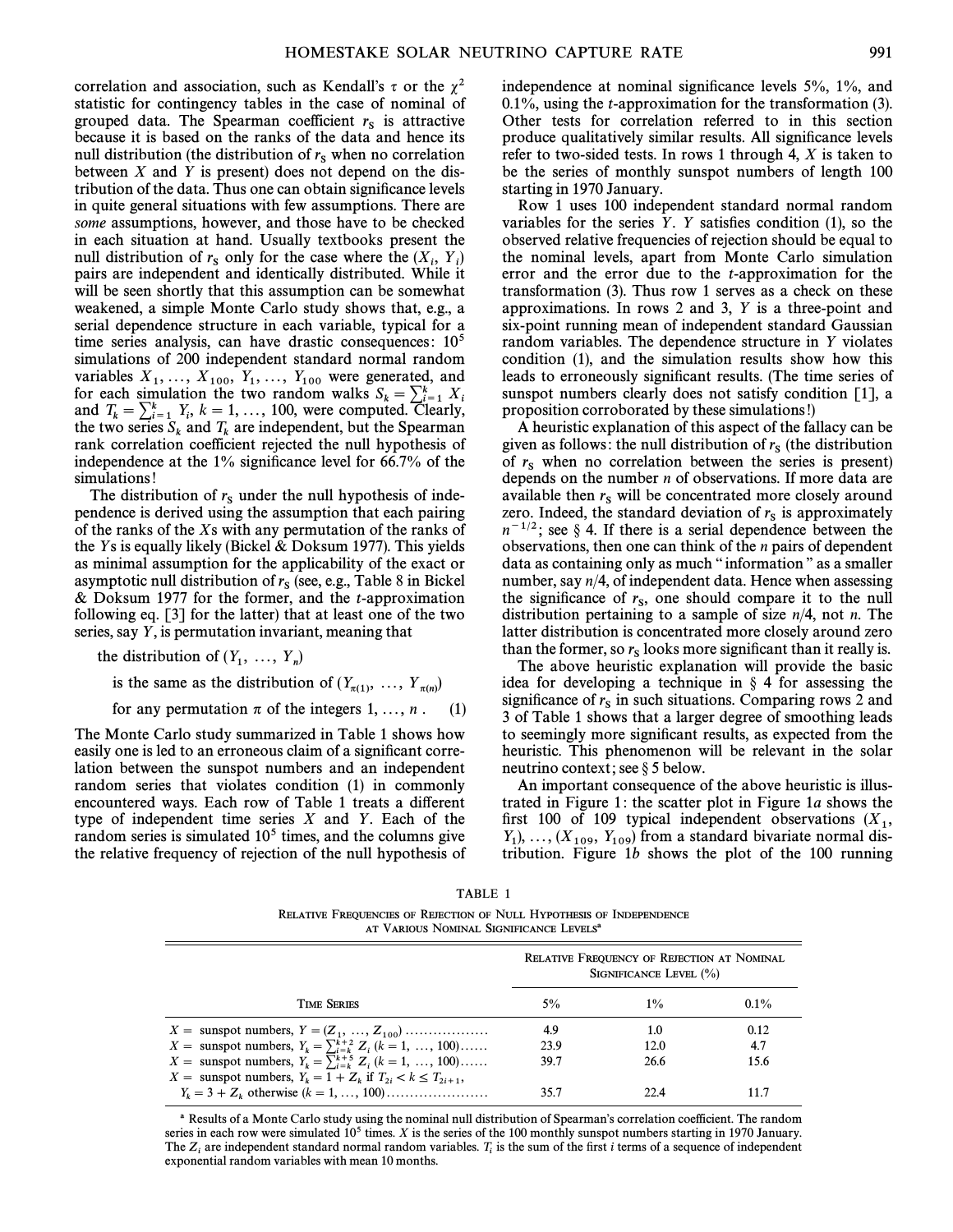correlation and association, such as Kendall's $\tau$ or the $\chi^2$ statistic for contingency tables in the case of nominal of grouped data. The Spearman coefficient $r_S$ is attractive because it is based on the ranks of the data and hence its null distribution (the distribution of $r_S$ when no correlation between $X$ and $Y$ is present) does not depend on the distribution of the data. Thus one can obtain significance levels in quite general situations with few assumptions. There are *some* assumptions, however, and those have to be checked in each situation at hand. Usually textbooks present the null distribution of $r_S$ only for the case where the $(X_i, Y_i)$ pairs are independent and identically distributed. While it will be seen shortly that this assumption can be somewhat weakened, a simple Monte Carlo study shows that, e.g., a serial dependence structure in each variable, typical for a time series analysis, can have drastic consequences: $10^5$ simulations of 200 independent standard normal random variables $X_1, \ldots, X_{100}, Y_1, \ldots, Y_{100}$ were generated, and for each simulation the two random walks $S_k = \sum_{i=1}^{k} X_i$ and $T_k = \sum_{i=1}^{k} Y_i$, $k = 1, \ldots, 100$, were computed. Clearly, the two series $S_k$ and $T_k$ are independent, but the Spearman rank correlation coefficient rejected the null hypothesis of independence at the 1% significance level for 66.7% of the simulations!

The distribution of $r_S$ under the null hypothesis of independence is derived using the assumption that each pairing of the ranks of the $X$s with any permutation of the ranks of the $Y$s is equally likely (Bickel & Doksum 1977). This yields as minimal assumption for the applicability of the exact or asymptotic null distribution of $r_S$ (see, e.g., Table 8 in Bickel & Doksum 1977 for the former, and the $t$-approximation following eq. [3] for the latter) that at least one of the two series, say $Y$, is permutation invariant, meaning that

$$\begin{aligned}&\text{the distribution of } (Y_1, \ldots, Y_n)\\&\quad\text{is the same as the distribution of } (Y_{\pi(1)}, \ldots, Y_{\pi(n)})\\&\quad\text{for any permutation } \pi \text{ of the integers } 1, \ldots, n\,. \qquad (1)\end{aligned}$$

The Monte Carlo study summarized in Table 1 shows how easily one is led to an erroneous claim of a significant correlation between the sunspot numbers and an independent random series that violates condition (1) in commonly encountered ways. Each row of Table 1 treats a different type of independent time series $X$ and $Y$. Each of the random series is simulated $10^5$ times, and the columns give the relative frequency of rejection of the null hypothesis of independence at nominal significance levels 5%, 1%, and 0.1%, using the $t$-approximation for the transformation (3). Other tests for correlation referred to in this section produce qualitatively similar results. All significance levels refer to two-sided tests. In rows 1 through 4, $X$ is taken to be the series of monthly sunspot numbers of length 100 starting in 1970 January.

Row 1 uses 100 independent standard normal random variables for the series $Y$. $Y$ satisfies condition (1), so the observed relative frequencies of rejection should be equal to the nominal levels, apart from Monte Carlo simulation error and the error due to the $t$-approximation for the transformation (3). Thus row 1 serves as a check on these approximations. In rows 2 and 3, $Y$ is a three-point and six-point running mean of independent standard Gaussian random variables. The dependence structure in $Y$ violates condition (1), and the simulation results show how this leads to erroneously significant results. (The time series of sunspot numbers clearly does not satisfy condition [1], a proposition corroborated by these simulations!)

A heuristic explanation of this aspect of the fallacy can be given as follows: the null distribution of $r_S$ (the distribution of $r_S$ when no correlation between the series is present) depends on the number $n$ of observations. If more data are available then $r_S$ will be concentrated more closely around zero. Indeed, the standard deviation of $r_S$ is approximately $n^{-1/2}$; see § 4. If there is a serial dependence between the observations, then one can think of the $n$ pairs of dependent data as containing only as much "information" as a smaller number, say $n/4$, of independent data. Hence when assessing the significance of $r_S$, one should compare it to the null distribution pertaining to a sample of size $n/4$, not $n$. The latter distribution is concentrated more closely around zero than the former, so $r_S$ looks more significant than it really is.

The above heuristic explanation will provide the basic idea for developing a technique in § 4 for assessing the significance of $r_S$ in such situations. Comparing rows 2 and 3 of Table 1 shows that a larger degree of smoothing leads to seemingly more significant results, as expected from the heuristic. This phenomenon will be relevant in the solar neutrino context; see § 5 below.

An important consequence of the above heuristic is illustrated in Figure 1: the scatter plot in Figure 1*a* shows the first 100 of 109 typical independent observations $(X_1, Y_1), \ldots, (X_{109}, Y_{109})$ from a standard bivariate normal distribution. Figure 1*b* shows the plot of the 100 running

TABLE 1

RELATIVE FREQUENCIES OF REJECTION OF NULL HYPOTHESIS OF INDEPENDENCE AT VARIOUS NOMINAL SIGNIFICANCE LEVELS[a]

| Time Series | Relative Frequency of Rejection at Nominal Significance Level (%) | | |
|---|---|---|---|
| | 5% | 1% | 0.1% |
| $X$ = sunspot numbers, $Y = (Z_1, \ldots, Z_{100})$ | 4.9 | 1.0 | 0.12 |
| $X$ = sunspot numbers, $Y_k = \sum_{i=k}^{k+2} Z_i$ $(k = 1, \ldots, 100)$ | 23.9 | 12.0 | 4.7 |
| $X$ = sunspot numbers, $Y_k = \sum_{i=k}^{k+5} Z_i$ $(k = 1, \ldots, 100)$ | 39.7 | 26.6 | 15.6 |
| $X$ = sunspot numbers, $Y_k = 1 + Z_k$ if $T_{2i} < k \leq T_{2i+1}$, $Y_k = 3 + Z_k$ otherwise $(k = 1, \ldots, 100)$ | 35.7 | 22.4 | 11.7 |

[a] Results of a Monte Carlo study using the nominal null distribution of Spearman's correlation coefficient. The random series in each row were simulated $10^5$ times. $X$ is the series of the 100 monthly sunspot numbers starting in 1970 January. The $Z_i$ are independent standard normal random variables. $T_i$ is the sum of the first $i$ terms of a sequence of independent exponential random variables with mean 10 months.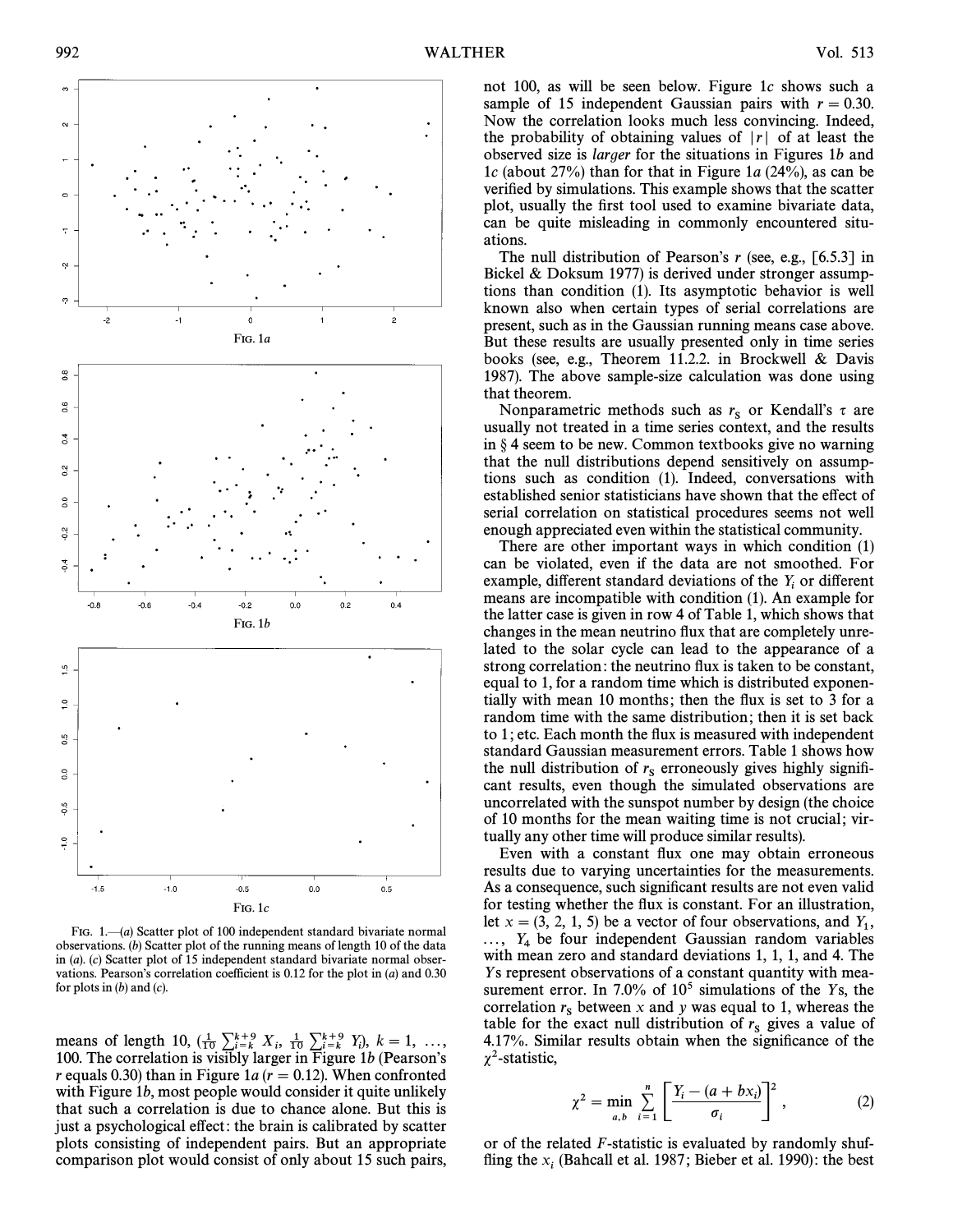FIG. 1.—(a) Scatter plot of 100 independent standard bivariate normal observations. (b) Scatter plot of the running means of length 10 of the data in (a). (c) Scatter plot of 15 independent standard bivariate normal observations. Pearson's correlation coefficient is 0.12 for the plot in (a) and 0.30 for plots in (b) and (c).

means of length 10, $(\frac{1}{10}\sum_{i=k}^{k+9} X_i, \frac{1}{10}\sum_{i=k}^{k+9} Y_i)$, $k = 1, \ldots, 100$. The correlation is visibly larger in Figure 1*b* (Pearson's $r$ equals 0.30) than in Figure 1*a* ($r = 0.12$). When confronted with Figure 1*b*, most people would consider it quite unlikely that such a correlation is due to chance alone. But this is just a psychological effect: the brain is calibrated by scatter plots consisting of independent pairs. But an appropriate comparison plot would consist of only about 15 such pairs, not 100, as will be seen below. Figure 1*c* shows such a sample of 15 independent Gaussian pairs with $r = 0.30$. Now the correlation looks much less convincing. Indeed, the probability of obtaining values of $|r|$ of at least the observed size is *larger* for the situations in Figures 1*b* and 1*c* (about 27%) than for that in Figure 1*a* (24%), as can be verified by simulations. This example shows that the scatter plot, usually the first tool used to examine bivariate data, can be quite misleading in commonly encountered situations.

The null distribution of Pearson's $r$ (see, e.g., [6.5.3] in Bickel & Doksum 1977) is derived under stronger assumptions than condition (1). Its asymptotic behavior is well known also when certain types of serial correlations are present, such as in the Gaussian running means case above. But these results are usually presented only in time series books (see, e.g., Theorem 11.2.2. in Brockwell & Davis 1987). The above sample-size calculation was done using that theorem.

Nonparametric methods such as $r_S$ or Kendall's $\tau$ are usually not treated in a time series context, and the results in § 4 seem to be new. Common textbooks give no warning that the null distributions depend sensitively on assumptions such as condition (1). Indeed, conversations with established senior statisticians have shown that the effect of serial correlation on statistical procedures seems not well enough appreciated even within the statistical community.

There are other important ways in which condition (1) can be violated, even if the data are not smoothed. For example, different standard deviations of the $Y_i$ or different means are incompatible with condition (1). An example for the latter case is given in row 4 of Table 1, which shows that changes in the mean neutrino flux that are completely unrelated to the solar cycle can lead to the appearance of a strong correlation: the neutrino flux is taken to be constant, equal to 1, for a random time which is distributed exponentially with mean 10 months; then the flux is set to 3 for a random time with the same distribution; then it is set back to 1; etc. Each month the flux is measured with independent standard Gaussian measurement errors. Table 1 shows how the null distribution of $r_S$ erroneously gives highly significant results, even though the simulated observations are uncorrelated with the sunspot number by design (the choice of 10 months for the mean waiting time is not crucial; virtually any other time will produce similar results).

Even with a constant flux one may obtain erroneous results due to varying uncertainties for the measurements. As a consequence, such significant results are not even valid for testing whether the flux is constant. For an illustration, let $x = (3, 2, 1, 5)$ be a vector of four observations, and $Y_1, \ldots, Y_4$ be four independent Gaussian random variables with mean zero and standard deviations 1, 1, 1, and 4. The $Y$s represent observations of a constant quantity with measurement error. In 7.0% of $10^5$ simulations of the $Y$s, the correlation $r_S$ between $x$ and $y$ was equal to 1, whereas the table for the exact null distribution of $r_S$ gives a value of 4.17%. Similar results obtain when the significance of the $\chi^2$-statistic,

$$\chi^2 = \min_{a,b} \sum_{i=1}^{n} \left[\frac{Y_i - (a + bx_i)}{\sigma_i}\right]^2 , \qquad (2)$$

or of the related $F$-statistic is evaluated by randomly shuffling the $x_i$ (Bahcall et al. 1987; Bieber et al. 1990): the best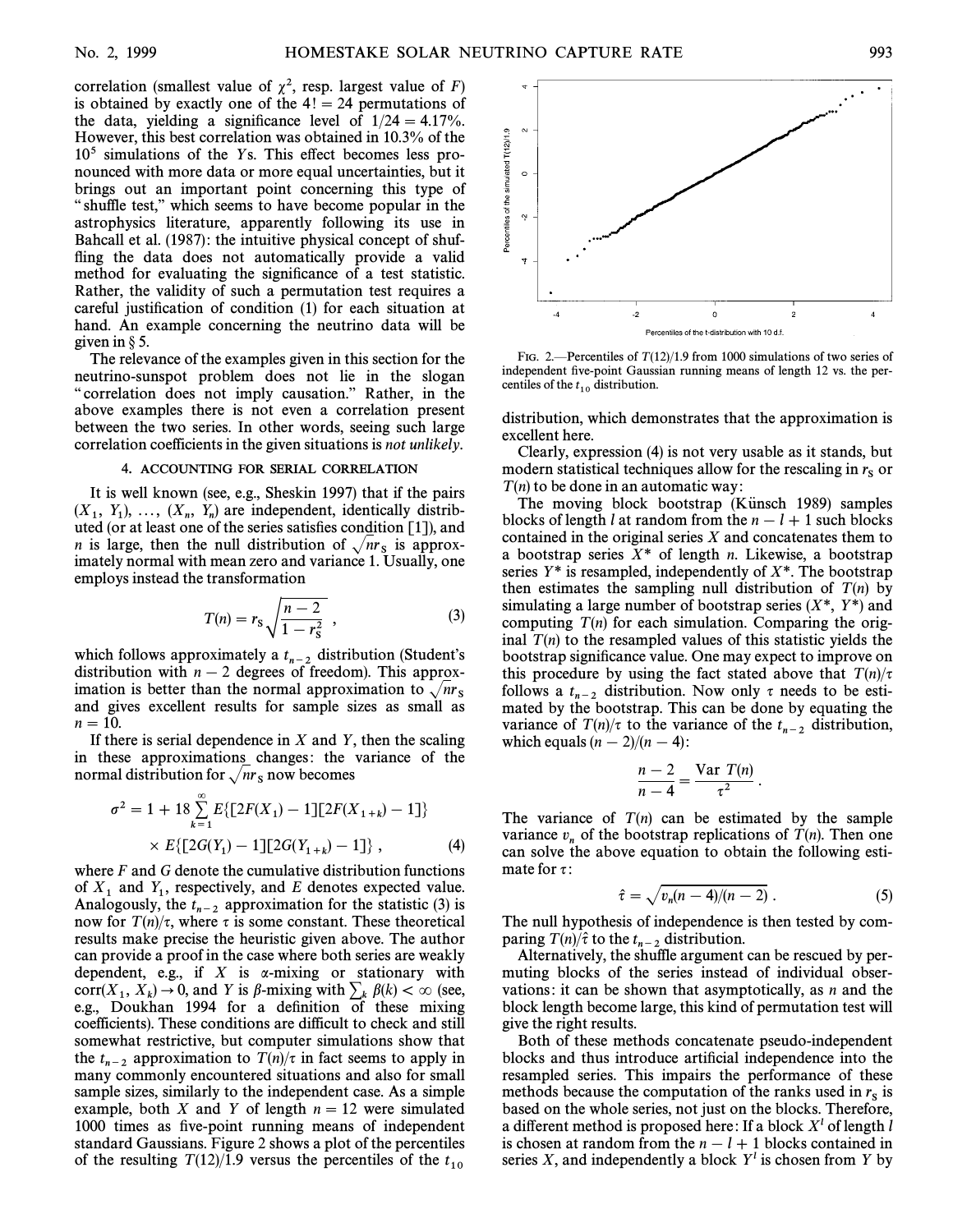correlation (smallest value of $\chi^2$, resp. largest value of $F$) is obtained by exactly one of the $4! = 24$ permutations of the data, yielding a significance level of $1/24 = 4.17\%$. However, this best correlation was obtained in 10.3% of the $10^5$ simulations of the $Y$s. This effect becomes less pronounced with more data or more equal uncertainties, but it brings out an important point concerning this type of "shuffle test," which seems to have become popular in the astrophysics literature, apparently following its use in Bahcall et al. (1987): the intuitive physical concept of shuffling the data does not automatically provide a valid method for evaluating the significance of a test statistic. Rather, the validity of such a permutation test requires a careful justification of condition (1) for each situation at hand. An example concerning the neutrino data will be given in § 5.

The relevance of the examples given in this section for the neutrino-sunspot problem does not lie in the slogan "correlation does not imply causation." Rather, in the above examples there is not even a correlation present between the two series. In other words, seeing such large correlation coefficients in the given situations is *not unlikely*.

## 4. ACCOUNTING FOR SERIAL CORRELATION

It is well known (see, e.g., Sheskin 1997) that if the pairs $(X_1, Y_1), \ldots, (X_n, Y_n)$ are independent, identically distributed (or at least one of the series satisfies condition [1]), and $n$ is large, then the null distribution of $\sqrt{n} r_S$ is approximately normal with mean zero and variance 1. Usually, one employs instead the transformation

$$T(n) = r_S \sqrt{\frac{n-2}{1-r_S^2}}\ , \tag{3}$$

which follows approximately a $t_{n-2}$ distribution (Student's distribution with $n-2$ degrees of freedom). This approximation is better than the normal approximation to $\sqrt{n} r_S$ and gives excellent results for sample sizes as small as $n = 10$.

If there is serial dependence in $X$ and $Y$, then the scaling in these approximations changes: the variance of the normal distribution for $\sqrt{n} r_S$ now becomes

$$\sigma^2 = 1 + 18 \sum_{k=1}^{\infty} E\{[2F(X_1) - 1][2F(X_{1+k}) - 1]\} \times E\{[2G(Y_1) - 1][2G(Y_{1+k}) - 1]\}\ , \tag{4}$$

where $F$ and $G$ denote the cumulative distribution functions of $X_1$ and $Y_1$, respectively, and $E$ denotes expected value. Analogously, the $t_{n-2}$ approximation for the statistic (3) is now for $T(n)/\tau$, where $\tau$ is some constant. These theoretical results make precise the heuristic given above. The author can provide a proof in the case where both series are weakly dependent, e.g., if $X$ is $\alpha$-mixing or stationary with $\text{corr}(X_1, X_k) \to 0$, and $Y$ is $\beta$-mixing with $\sum_k \beta(k) < \infty$ (see, e.g., Doukhan 1994 for a definition of these mixing coefficients). These conditions are difficult to check and still somewhat restrictive, but computer simulations show that the $t_{n-2}$ approximation to $T(n)/\tau$ in fact seems to apply in many commonly encountered situations and also for small sample sizes, similarly to the independent case. As a simple example, both $X$ and $Y$ of length $n = 12$ were simulated 1000 times as five-point running means of independent standard Gaussians. Figure 2 shows a plot of the percentiles of the resulting $T(12)/1.9$ versus the percentiles of the $t_{10}$ distribution, which demonstrates that the approximation is excellent here.

FIG. 2.—Percentiles of $T(12)/1.9$ from 1000 simulations of two series of independent five-point Gaussian running means of length 12 vs. the percentiles of the $t_{10}$ distribution.

Clearly, expression (4) is not very usable as it stands, but modern statistical techniques allow for the rescaling in $r_S$ or $T(n)$ to be done in an automatic way:

The moving block bootstrap (Künsch 1989) samples blocks of length $l$ at random from the $n - l + 1$ such blocks contained in the original series $X$ and concatenates them to a bootstrap series $X^*$ of length $n$. Likewise, a bootstrap series $Y^*$ is resampled, independently of $X^*$. The bootstrap then estimates the sampling null distribution of $T(n)$ by simulating a large number of bootstrap series $(X^*, Y^*)$ and computing $T(n)$ for each simulation. Comparing the original $T(n)$ to the resampled values of this statistic yields the bootstrap significance value. One may expect to improve on this procedure by using the fact stated above that $T(n)/\tau$ follows a $t_{n-2}$ distribution. Now only $\tau$ needs to be estimated by the bootstrap. This can be done by equating the variance of $T(n)/\tau$ to the variance of the $t_{n-2}$ distribution, which equals $(n-2)/(n-4)$:

$$\frac{n-2}{n-4} = \frac{\text{Var}\ T(n)}{\tau^2}\ .$$

The variance of $T(n)$ can be estimated by the sample variance $v_n$ of the bootstrap replications of $T(n)$. Then one can solve the above equation to obtain the following estimate for $\tau$:

$$\hat{\tau} = \sqrt{v_n(n-4)/(n-2)}\ . \tag{5}$$

The null hypothesis of independence is then tested by comparing $T(n)/\hat{\tau}$ to the $t_{n-2}$ distribution.

Alternatively, the shuffle argument can be rescued by permuting blocks of the series instead of individual observations: it can be shown that asymptotically, as $n$ and the block length become large, this kind of permutation test will give the right results.

Both of these methods concatenate pseudo-independent blocks and thus introduce artificial independence into the resampled series. This impairs the performance of these methods because the computation of the ranks used in $r_S$ is based on the whole series, not just on the blocks. Therefore, a different method is proposed here: If a block $X^l$ of length $l$ is chosen at random from the $n - l + 1$ blocks contained in series $X$, and independently a block $Y^l$ is chosen from $Y$ by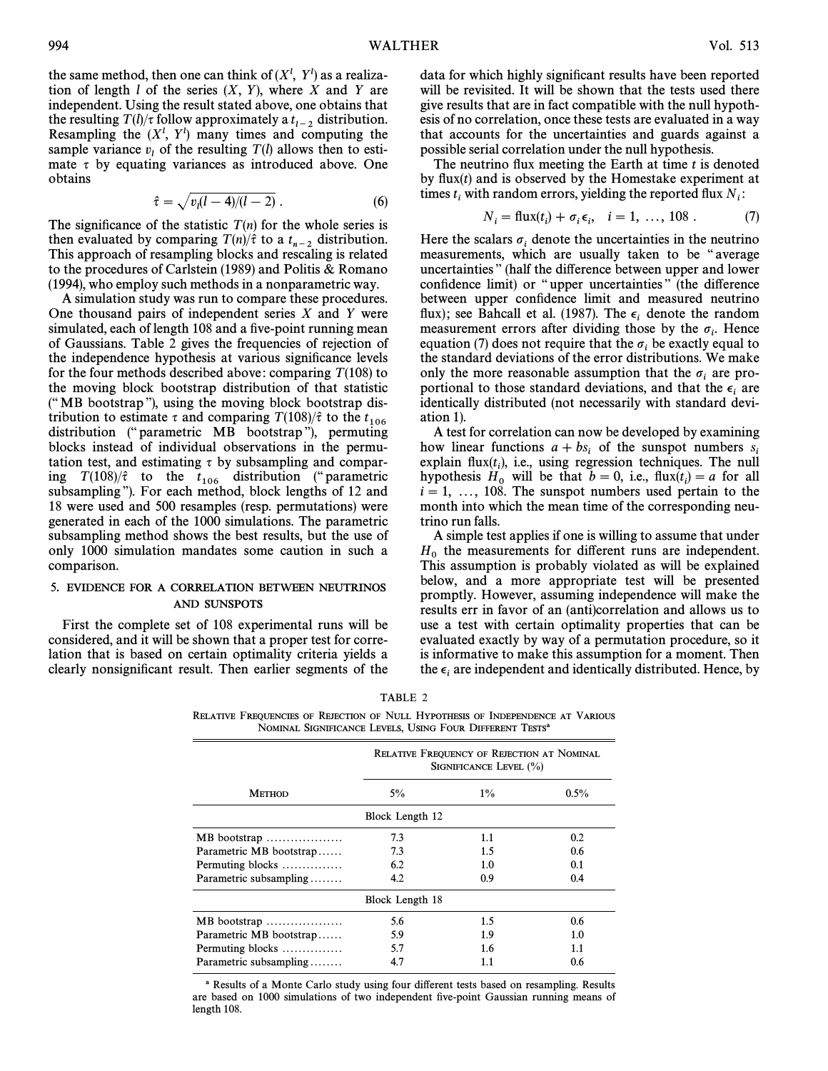the same method, then one can think of $(X^l, Y^l)$ as a realization of length $l$ of the series $(X, Y)$, where $X$ and $Y$ are independent. Using the result stated above, one obtains that the resulting $T(l)/\tau$ follow approximately a $t_{l-2}$ distribution. Resampling the $(X^l, Y^l)$ many times and computing the sample variance $v_l$ of the resulting $T(l)$ allows then to estimate $\tau$ by equating variances as introduced above. One obtains

$$\hat{\tau} = \sqrt{v_l(l-4)/(l-2)} \ . \tag{6}$$

The significance of the statistic $T(n)$ for the whole series is then evaluated by comparing $T(n)/\hat{\tau}$ to a $t_{n-2}$ distribution. This approach of resampling blocks and rescaling is related to the procedures of Carlstein (1989) and Politis & Romano (1994), who employ such methods in a nonparametric way.

A simulation study was run to compare these procedures. One thousand pairs of independent series $X$ and $Y$ were simulated, each of length 108 and a five-point running mean of Gaussians. Table 2 gives the frequencies of rejection of the independence hypothesis at various significance levels for the four methods described above: comparing $T(108)$ to the moving block bootstrap distribution of that statistic ("MB bootstrap"), using the moving block bootstrap distribution to estimate $\tau$ and comparing $T(108)/\hat{\tau}$ to the $t_{106}$ distribution ("parametric MB bootstrap"), permuting blocks instead of individual observations in the permutation test, and estimating $\tau$ by subsampling and comparing $T(108)/\hat{\tau}$ to the $t_{106}$ distribution ("parametric subsampling"). For each method, block lengths of 12 and 18 were used and 500 resamples (resp. permutations) were generated in each of the 1000 simulations. The parametric subsampling method shows the best results, but the use of only 1000 simulation mandates some caution in such a comparison.

## 5. EVIDENCE FOR A CORRELATION BETWEEN NEUTRINOS AND SUNSPOTS

First the complete set of 108 experimental runs will be considered, and it will be shown that a proper test for correlation that is based on certain optimality criteria yields a clearly nonsignificant result. Then earlier segments of the data for which highly significant results have been reported will be revisited. It will be shown that the tests used there give results that are in fact compatible with the null hypothesis of no correlation, once these tests are evaluated in a way that accounts for the uncertainties and guards against a possible serial correlation under the null hypothesis.

The neutrino flux meeting the Earth at time $t$ is denoted by flux($t$) and is observed by the Homestake experiment at times $t_i$ with random errors, yielding the reported flux $N_i$:

$$N_i = \text{flux}(t_i) + \sigma_i \epsilon_i, \quad i = 1, \ldots, 108 \ . \tag{7}$$

Here the scalars $\sigma_i$ denote the uncertainties in the neutrino measurements, which are usually taken to be "average uncertainties" (half the difference between upper and lower confidence limit) or "upper uncertainties" (the difference between upper confidence limit and measured neutrino flux); see Bahcall et al. (1987). The $\epsilon_i$ denote the random measurement errors after dividing those by the $\sigma_i$. Hence equation (7) does not require that the $\sigma_i$ be exactly equal to the standard deviations of the error distributions. We make only the more reasonable assumption that the $\sigma_i$ are proportional to those standard deviations, and that the $\epsilon_i$ are identically distributed (not necessarily with standard deviation 1).

A test for correlation can now be developed by examining how linear functions $a + bs_i$ of the sunspot numbers $s_i$ explain flux($t_i$), i.e., using regression techniques. The null hypothesis $H_0$ will be that $b = 0$, i.e., flux($t_i$) $= a$ for all $i = 1, \ldots, 108$. The sunspot numbers used pertain to the month into which the mean time of the corresponding neutrino run falls.

A simple test applies if one is willing to assume that under $H_0$ the measurements for different runs are independent. This assumption is probably violated as will be explained below, and a more appropriate test will be presented promptly. However, assuming independence will make the results err in favor of an (anti)correlation and allows us to use a test with certain optimality properties that can be evaluated exactly by way of a permutation procedure, so it is informative to make this assumption for a moment. Then the $\epsilon_i$ are independent and identically distributed. Hence, by

TABLE 2

RELATIVE FREQUENCIES OF REJECTION OF NULL HYPOTHESIS OF INDEPENDENCE AT VARIOUS NOMINAL SIGNIFICANCE LEVELS, USING FOUR DIFFERENT TESTS[a]

| Method | Relative Frequency of Rejection at Nominal Significance Level (%) | | |
|---|---|---|---|
| | 5% | 1% | 0.5% |
| | Block Length 12 | | |
| MB bootstrap | 7.3 | 1.1 | 0.2 |
| Parametric MB bootstrap | 7.3 | 1.5 | 0.6 |
| Permuting blocks | 6.2 | 1.0 | 0.1 |
| Parametric subsampling | 4.2 | 0.9 | 0.4 |
| | Block Length 18 | | |
| MB bootstrap | 5.6 | 1.5 | 0.6 |
| Parametric MB bootstrap | 5.9 | 1.9 | 1.0 |
| Permuting blocks | 5.7 | 1.6 | 1.1 |
| Parametric subsampling | 4.7 | 1.1 | 0.6 |

[a] Results of a Monte Carlo study using four different tests based on resampling. Results are based on 1000 simulations of two independent five-point Gaussian running means of length 108.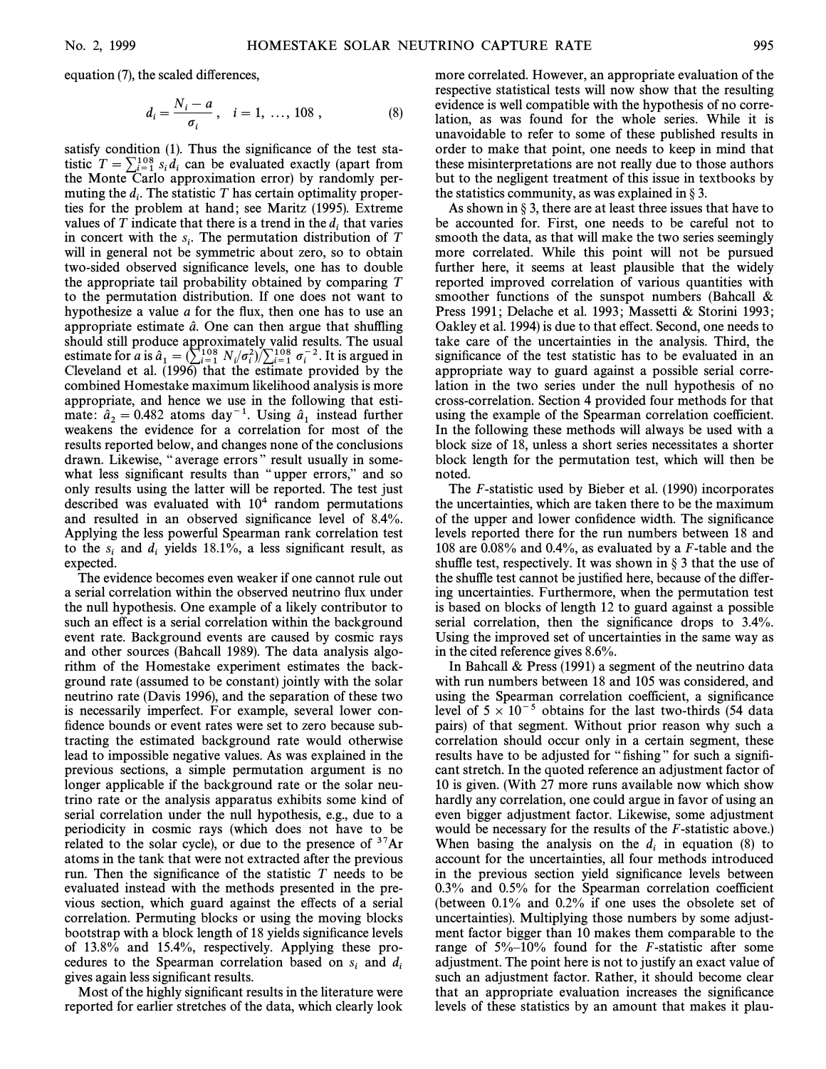equation (7), the scaled differences,

$$d_i = \frac{N_i - a}{\sigma_i}, \quad i = 1, \ldots, 108, \tag{8}$$

satisfy condition (1). Thus the significance of the test statistic $T = \sum_{i=1}^{108} s_i d_i$ can be evaluated exactly (apart from the Monte Carlo approximation error) by randomly permuting the $d_i$. The statistic $T$ has certain optimality properties for the problem at hand; see Maritz (1995). Extreme values of $T$ indicate that there is a trend in the $d_i$ that varies in concert with the $s_i$. The permutation distribution of $T$ will in general not be symmetric about zero, so to obtain two-sided observed significance levels, one has to double the appropriate tail probability obtained by comparing $T$ to the permutation distribution. If one does not want to hypothesize a value $a$ for the flux, then one has to use an appropriate estimate $\hat{a}$. One can then argue that shuffling should still produce approximately valid results. The usual estimate for $a$ is $\hat{a}_1 = (\sum_{i=1}^{108} N_i/\sigma_i^2)/\sum_{i=1}^{108} \sigma_i^{-2}$. It is argued in Cleveland et al. (1996) that the estimate provided by the combined Homestake maximum likelihood analysis is more appropriate, and hence we use in the following that estimate: $\hat{a}_2 = 0.482$ atoms day$^{-1}$. Using $\hat{a}_1$ instead further weakens the evidence for a correlation for most of the results reported below, and changes none of the conclusions drawn. Likewise, "average errors" result usually in somewhat less significant results than "upper errors," and so only results using the latter will be reported. The test just described was evaluated with $10^4$ random permutations and resulted in an observed significance level of 8.4%. Applying the less powerful Spearman rank correlation test to the $s_i$ and $d_i$ yields 18.1%, a less significant result, as expected.

The evidence becomes even weaker if one cannot rule out a serial correlation within the observed neutrino flux under the null hypothesis. One example of a likely contributor to such an effect is a serial correlation within the background event rate. Background events are caused by cosmic rays and other sources (Bahcall 1989). The data analysis algorithm of the Homestake experiment estimates the background rate (assumed to be constant) jointly with the solar neutrino rate (Davis 1996), and the separation of these two is necessarily imperfect. For example, several lower confidence bounds or event rates were set to zero because subtracting the estimated background rate would otherwise lead to impossible negative values. As was explained in the previous sections, a simple permutation argument is no longer applicable if the background rate or the solar neutrino rate or the analysis apparatus exhibits some kind of serial correlation under the null hypothesis, e.g., due to a periodicity in cosmic rays (which does not have to be related to the solar cycle), or due to the presence of $^{37}$Ar atoms in the tank that were not extracted after the previous run. Then the significance of the statistic $T$ needs to be evaluated instead with the methods presented in the previous section, which guard against the effects of a serial correlation. Permuting blocks or using the moving blocks bootstrap with a block length of 18 yields significance levels of 13.8% and 15.4%, respectively. Applying these procedures to the Spearman correlation based on $s_i$ and $d_i$ gives again less significant results.

Most of the highly significant results in the literature were reported for earlier stretches of the data, which clearly look more correlated. However, an appropriate evaluation of the respective statistical tests will now show that the resulting evidence is well compatible with the hypothesis of no correlation, as was found for the whole series. While it is unavoidable to refer to some of these published results in order to make that point, one needs to keep in mind that these misinterpretations are not really due to those authors but to the negligent treatment of this issue in textbooks by the statistics community, as was explained in § 3.

As shown in § 3, there are at least three issues that have to be accounted for. First, one needs to be careful not to smooth the data, as that will make the two series seemingly more correlated. While this point will not be pursued further here, it seems at least plausible that the widely reported improved correlation of various quantities with smoother functions of the sunspot numbers (Bahcall & Press 1991; Delache et al. 1993; Massetti & Storini 1993; Oakley et al. 1994) is due to that effect. Second, one needs to take care of the uncertainties in the analysis. Third, the significance of the test statistic has to be evaluated in an appropriate way to guard against a possible serial correlation in the two series under the null hypothesis of no cross-correlation. Section 4 provided four methods for that using the example of the Spearman correlation coefficient. In the following these methods will always be used with a block size of 18, unless a short series necessitates a shorter block length for the permutation test, which will then be noted.

The $F$-statistic used by Bieber et al. (1990) incorporates the uncertainties, which are taken there to be the maximum of the upper and lower confidence width. The significance levels reported there for the run numbers between 18 and 108 are 0.08% and 0.4%, as evaluated by a $F$-table and the shuffle test, respectively. It was shown in § 3 that the use of the shuffle test cannot be justified here, because of the differing uncertainties. Furthermore, when the permutation test is based on blocks of length 12 to guard against a possible serial correlation, then the significance drops to 3.4%. Using the improved set of uncertainties in the same way as in the cited reference gives 8.6%.

In Bahcall & Press (1991) a segment of the neutrino data with run numbers between 18 and 105 was considered, and using the Spearman correlation coefficient, a significance level of $5 \times 10^{-5}$ obtains for the last two-thirds (54 data pairs) of that segment. Without prior reason why such a correlation should occur only in a certain segment, these results have to be adjusted for "fishing" for such a significant stretch. In the quoted reference an adjustment factor of 10 is given. (With 27 more runs available now which show hardly any correlation, one could argue in favor of using an even bigger adjustment factor. Likewise, some adjustment would be necessary for the results of the $F$-statistic above.) When basing the analysis on the $d_i$ in equation (8) to account for the uncertainties, all four methods introduced in the previous section yield significance levels between 0.3% and 0.5% for the Spearman correlation coefficient (between 0.1% and 0.2% if one uses the obsolete set of uncertainties). Multiplying those numbers by some adjustment factor bigger than 10 makes them comparable to the range of 5%–10% found for the $F$-statistic after some adjustment. The point here is not to justify an exact value of such an adjustment factor. Rather, it should become clear that an appropriate evaluation increases the significance levels of these statistics by an amount that makes it plau-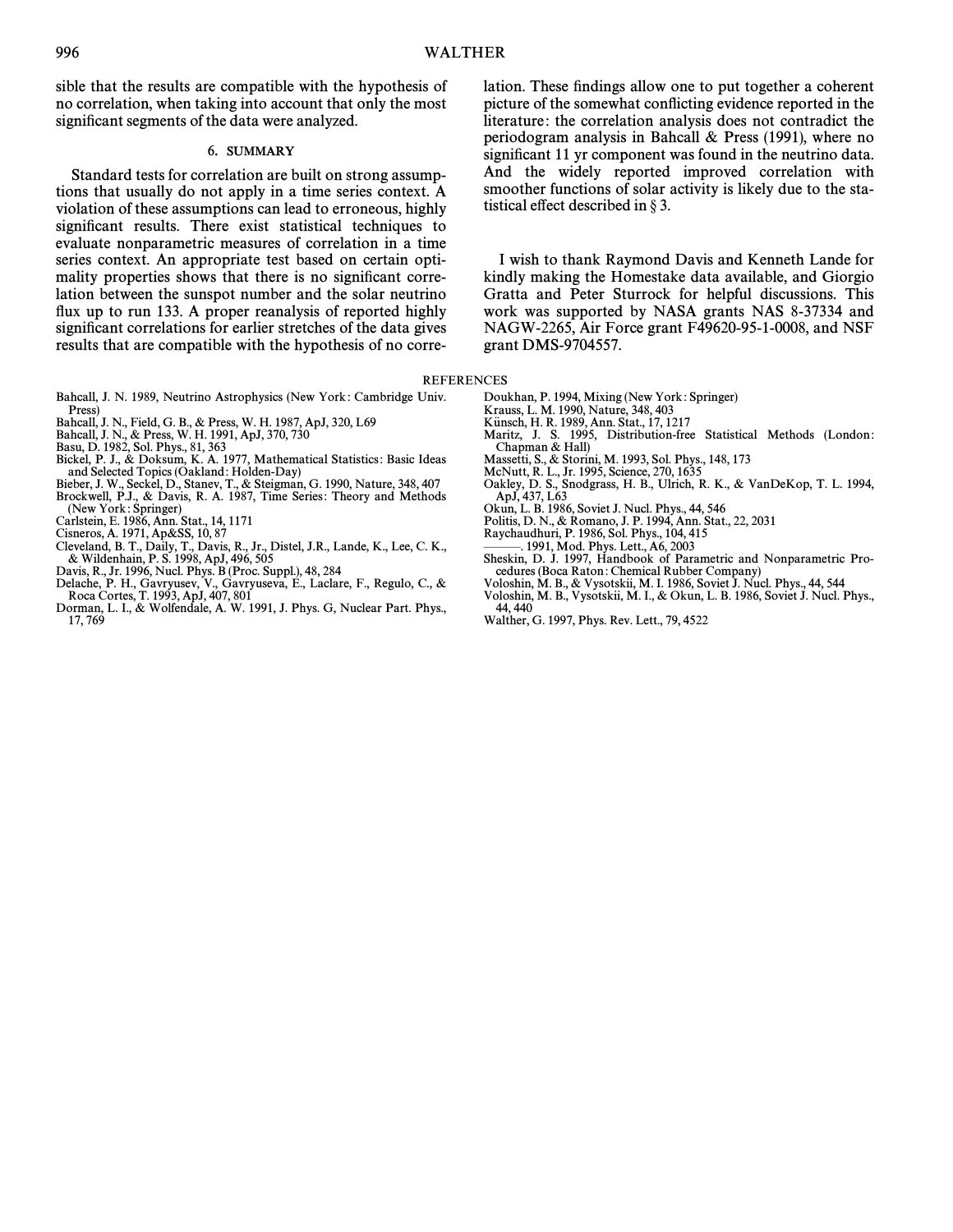sible that the results are compatible with the hypothesis of no correlation, when taking into account that only the most significant segments of the data were analyzed.

## 6. SUMMARY

Standard tests for correlation are built on strong assumptions that usually do not apply in a time series context. A violation of these assumptions can lead to erroneous, highly significant results. There exist statistical techniques to evaluate nonparametric measures of correlation in a time series context. An appropriate test based on certain optimality properties shows that there is no significant correlation between the sunspot number and the solar neutrino flux up to run 133. A proper reanalysis of reported highly significant correlations for earlier stretches of the data gives results that are compatible with the hypothesis of no correlation. These findings allow one to put together a coherent picture of the somewhat conflicting evidence reported in the literature: the correlation analysis does not contradict the periodogram analysis in Bahcall & Press (1991), where no significant 11 yr component was found in the neutrino data. And the widely reported improved correlation with smoother functions of solar activity is likely due to the statistical effect described in § 3.

I wish to thank Raymond Davis and Kenneth Lande for kindly making the Homestake data available, and Giorgio Gratta and Peter Sturrock for helpful discussions. This work was supported by NASA grants NAS 8-37334 and NAGW-2265, Air Force grant F49620-95-1-0008, and NSF grant DMS-9704557.

## REFERENCES

Bahcall, J. N. 1989, Neutrino Astrophysics (New York: Cambridge Univ. Press)
Bahcall, J. N., Field, G. B., & Press, W. H. 1987, ApJ, 320, L69
Bahcall, J. N., & Press, W. H. 1991, ApJ, 370, 730
Basu, D. 1982, Sol. Phys., 81, 363
Bickel, P. J., & Doksum, K. A. 1977, Mathematical Statistics: Basic Ideas and Selected Topics (Oakland: Holden-Day)
Bieber, J. W., Seckel, D., Stanev, T., & Steigman, G. 1990, Nature, 348, 407
Brockwell, P.J., & Davis, R. A. 1987, Time Series: Theory and Methods (New York: Springer)
Carlstein, E. 1986, Ann. Stat., 14, 1171
Cisneros, A. 1971, Ap&SS, 10, 87
Cleveland, B. T., Daily, T., Davis, R., Jr., Distel, J.R., Lande, K., Lee, C. K., & Wildenhain, P. S. 1998, ApJ, 496, 505
Davis, R., Jr. 1996, Nucl. Phys. B (Proc. Suppl.), 48, 284
Delache, P. H., Gavryusev, V., Gavryuseva, E., Laclare, F., Regulo, C., & Roca Cortes, T. 1993, ApJ, 407, 801
Dorman, L. I., & Wolfendale, A. W. 1991, J. Phys. G, Nuclear Part. Phys., 17, 769
Doukhan, P. 1994, Mixing (New York: Springer)
Krauss, L. M. 1990, Nature, 348, 403
Künsch, H. R. 1989, Ann. Stat., 17, 1217
Maritz, J. S. 1995, Distribution-free Statistical Methods (London: Chapman & Hall)
Massetti, S., & Storini, M. 1993, Sol. Phys., 148, 173
McNutt, R. L., Jr. 1995, Science, 270, 1635
Oakley, D. S., Snodgrass, H. B., Ulrich, R. K., & VanDeKop, T. L. 1994, ApJ, 437, L63
Okun, L. B. 1986, Soviet J. Nucl. Phys., 44, 546
Politis, D. N., & Romano, J. P. 1994, Ann. Stat., 22, 2031
Raychaudhuri, P. 1986, Sol. Phys., 104, 415
———. 1991, Mod. Phys. Lett., A6, 2003
Sheskin, D. J. 1997, Handbook of Parametric and Nonparametric Procedures (Boca Raton: Chemical Rubber Company)
Voloshin, M. B., & Vysotskii, M. I. 1986, Soviet J. Nucl. Phys., 44, 544
Voloshin, M. B., Vysotskii, M. I., & Okun, L. B. 1986, Soviet J. Nucl. Phys., 44, 440
Walther, G. 1997, Phys. Rev. Lett., 79, 4522